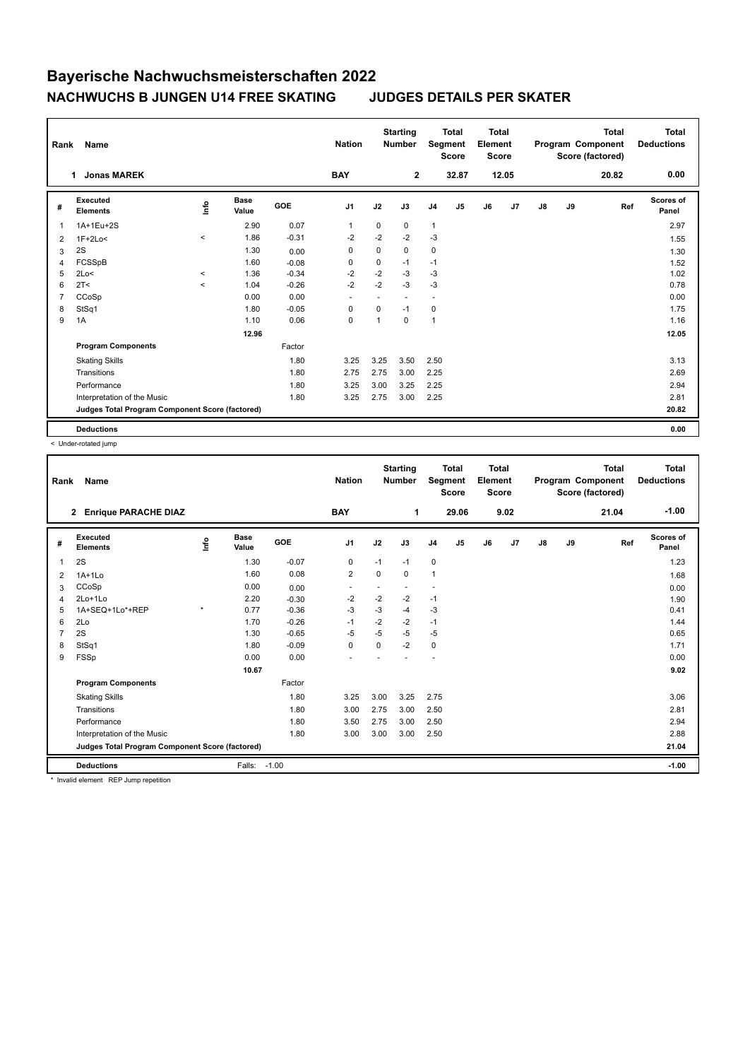# Bayerische Nachwuchsmeisterschaften 2022

## NACHWUCHS B JUNGEN U14 FREE SKATING JUDGES DETAILS PER SKATER

| Rank | Name | Nation | Starting Number | Total Segment Score | Total Element Score | Total Program Component Score (factored) | Total Deductions |
|---|---|---|---|---|---|---|---|
| 1 | Jonas MAREK | BAY | 2 | 32.87 | 12.05 | 20.82 | 0.00 |

| # | Executed Elements | Info | Base Value | GOE | J1 | J2 | J3 | J4 | J5 | J6 | J7 | J8 | J9 | Ref | Scores of Panel |
|---|---|---|---|---|---|---|---|---|---|---|---|---|---|---|---|
| 1 | 1A+1Eu+2S | | 2.90 | 0.07 | 1 | 0 | 0 | 1 | | | | | | | 2.97 |
| 2 | 1F+2Lo< | < | 1.86 | -0.31 | -2 | -2 | -2 | -3 | | | | | | | 1.55 |
| 3 | 2S | | 1.30 | 0.00 | 0 | 0 | 0 | 0 | | | | | | | 1.30 |
| 4 | FCSSpB | | 1.60 | -0.08 | 0 | 0 | -1 | -1 | | | | | | | 1.52 |
| 5 | 2Lo< | < | 1.36 | -0.34 | -2 | -2 | -3 | -3 | | | | | | | 1.02 |
| 6 | 2T< | < | 1.04 | -0.26 | -2 | -2 | -3 | -3 | | | | | | | 0.78 |
| 7 | CCoSp | | 0.00 | 0.00 | - | - | - | - | | | | | | | 0.00 |
| 8 | StSq1 | | 1.80 | -0.05 | 0 | 0 | -1 | 0 | | | | | | | 1.75 |
| 9 | 1A | | 1.10 | 0.06 | 0 | 1 | 0 | 1 | | | | | | | 1.16 |
| | | | 12.96 | | | | | | | | | | | | 12.05 |
| | **Program Components** | | | Factor | | | | | | | | | | | |
| | Skating Skills | | | 1.80 | 3.25 | 3.25 | 3.50 | 2.50 | | | | | | | 3.13 |
| | Transitions | | | 1.80 | 2.75 | 2.75 | 3.00 | 2.25 | | | | | | | 2.69 |
| | Performance | | | 1.80 | 3.25 | 3.00 | 3.25 | 2.25 | | | | | | | 2.94 |
| | Interpretation of the Music | | | 1.80 | 3.25 | 2.75 | 3.00 | 2.25 | | | | | | | 2.81 |
| | **Judges Total Program Component Score (factored)** | | | | | | | | | | | | | | 20.82 |
| | **Deductions** | | | | | | | | | | | | | | 0.00 |

< Under-rotated jump

| Rank | Name | Nation | Starting Number | Total Segment Score | Total Element Score | Total Program Component Score (factored) | Total Deductions |
|---|---|---|---|---|---|---|---|
| 2 | Enrique PARACHE DIAZ | BAY | 1 | 29.06 | 9.02 | 21.04 | -1.00 |

| # | Executed Elements | Info | Base Value | GOE | J1 | J2 | J3 | J4 | J5 | J6 | J7 | J8 | J9 | Ref | Scores of Panel |
|---|---|---|---|---|---|---|---|---|---|---|---|---|---|---|---|
| 1 | 2S | | 1.30 | -0.07 | 0 | -1 | -1 | 0 | | | | | | | 1.23 |
| 2 | 1A+1Lo | | 1.60 | 0.08 | 2 | 0 | 0 | 1 | | | | | | | 1.68 |
| 3 | CCoSp | | 0.00 | 0.00 | - | - | - | - | | | | | | | 0.00 |
| 4 | 2Lo+1Lo | | 2.20 | -0.30 | -2 | -2 | -2 | -1 | | | | | | | 1.90 |
| 5 | 1A+SEQ+1Lo*+REP | * | 0.77 | -0.36 | -3 | -3 | -4 | -3 | | | | | | | 0.41 |
| 6 | 2Lo | | 1.70 | -0.26 | -1 | -2 | -2 | -1 | | | | | | | 1.44 |
| 7 | 2S | | 1.30 | -0.65 | -5 | -5 | -5 | -5 | | | | | | | 0.65 |
| 8 | StSq1 | | 1.80 | -0.09 | 0 | 0 | -2 | 0 | | | | | | | 1.71 |
| 9 | FSSp | | 0.00 | 0.00 | - | - | - | - | | | | | | | 0.00 |
| | | | 10.67 | | | | | | | | | | | | 9.02 |
| | **Program Components** | | | Factor | | | | | | | | | | | |
| | Skating Skills | | | 1.80 | 3.25 | 3.00 | 3.25 | 2.75 | | | | | | | 3.06 |
| | Transitions | | | 1.80 | 3.00 | 2.75 | 3.00 | 2.50 | | | | | | | 2.81 |
| | Performance | | | 1.80 | 3.50 | 2.75 | 3.00 | 2.50 | | | | | | | 2.94 |
| | Interpretation of the Music | | | 1.80 | 3.00 | 3.00 | 3.00 | 2.50 | | | | | | | 2.88 |
| | **Judges Total Program Component Score (factored)** | | | | | | | | | | | | | | 21.04 |
| | **Deductions** | | Falls: | -1.00 | | | | | | | | | | | -1.00 |

* Invalid element REP Jump repetition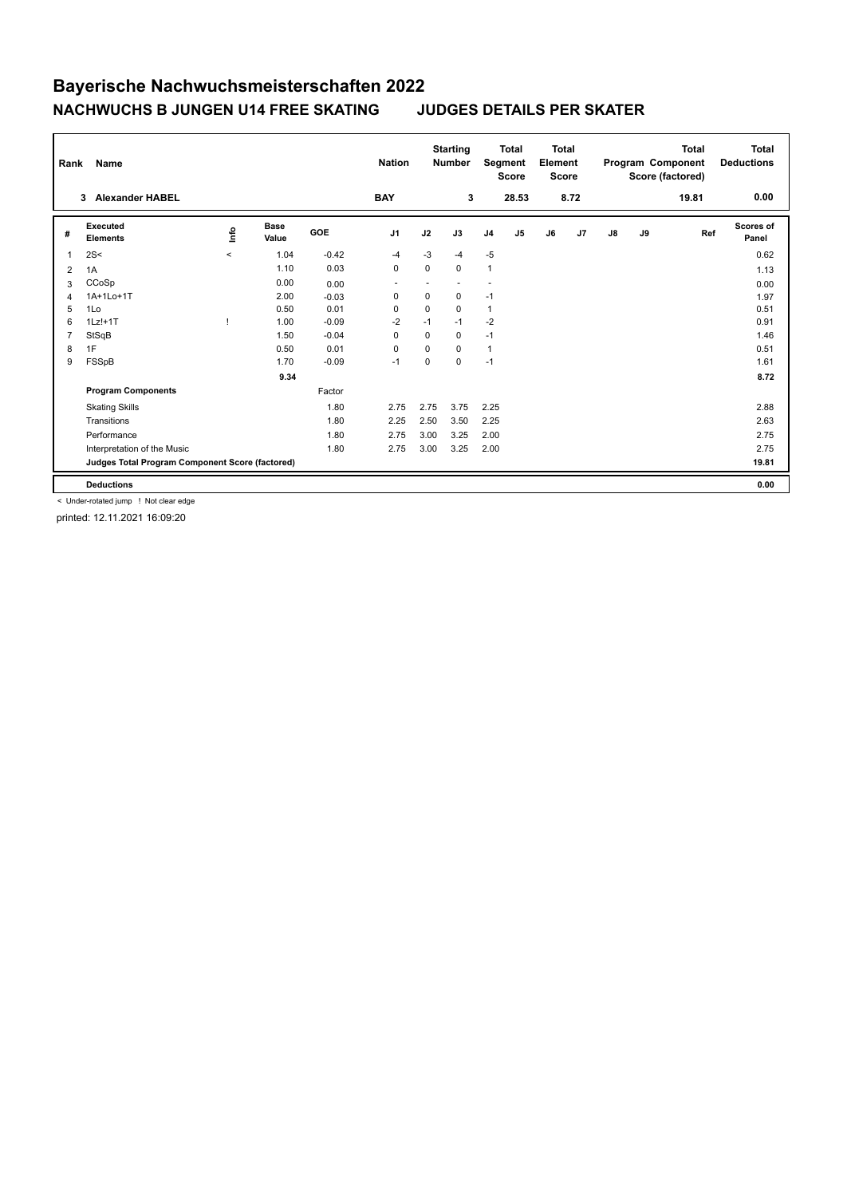# Bayerische Nachwuchsmeisterschaften 2022

## NACHWUCHS B JUNGEN U14 FREE SKATING JUDGES DETAILS PER SKATER

| Rank | Name | Nation | Starting Number | Total Segment Score | Total Element Score | Total Program Component Score (factored) | Total Deductions |
|---|---|---|---|---|---|---|---|
| 3 | Alexander HABEL | BAY | 3 | 28.53 | 8.72 | 19.81 | 0.00 |

| # | Executed Elements | Info | Base Value | GOE | J1 | J2 | J3 | J4 | J5 | J6 | J7 | J8 | J9 | Ref | Scores of Panel |
|---|---|---|---|---|---|---|---|---|---|---|---|---|---|---|---|
| 1 | 2S< | < | 1.04 | -0.42 | -4 | -3 | -4 | -5 | | | | | | | 0.62 |
| 2 | 1A | | 1.10 | 0.03 | 0 | 0 | 0 | 1 | | | | | | | 1.13 |
| 3 | CCoSp | | 0.00 | 0.00 | - | - | - | - | | | | | | | 0.00 |
| 4 | 1A+1Lo+1T | | 2.00 | -0.03 | 0 | 0 | 0 | -1 | | | | | | | 1.97 |
| 5 | 1Lo | | 0.50 | 0.01 | 0 | 0 | 0 | 1 | | | | | | | 0.51 |
| 6 | 1Lz!+1T | ! | 1.00 | -0.09 | -2 | -1 | -1 | -2 | | | | | | | 0.91 |
| 7 | StSqB | | 1.50 | -0.04 | 0 | 0 | 0 | -1 | | | | | | | 1.46 |
| 8 | 1F | | 0.50 | 0.01 | 0 | 0 | 0 | 1 | | | | | | | 0.51 |
| 9 | FSSpB | | 1.70 | -0.09 | -1 | 0 | 0 | -1 | | | | | | | 1.61 |
| | | | 9.34 | | | | | | | | | | | | 8.72 |
| | **Program Components** | | | Factor | | | | | | | | | | | |
| | Skating Skills | | | 1.80 | 2.75 | 2.75 | 3.75 | 2.25 | | | | | | | 2.88 |
| | Transitions | | | 1.80 | 2.25 | 2.50 | 3.50 | 2.25 | | | | | | | 2.63 |
| | Performance | | | 1.80 | 2.75 | 3.00 | 3.25 | 2.00 | | | | | | | 2.75 |
| | Interpretation of the Music | | | 1.80 | 2.75 | 3.00 | 3.25 | 2.00 | | | | | | | 2.75 |
| | **Judges Total Program Component Score (factored)** | | | | | | | | | | | | | | 19.81 |
| | **Deductions** | | | | | | | | | | | | | | 0.00 |

< Under-rotated jump ! Not clear edge

printed: 12.11.2021 16:09:20